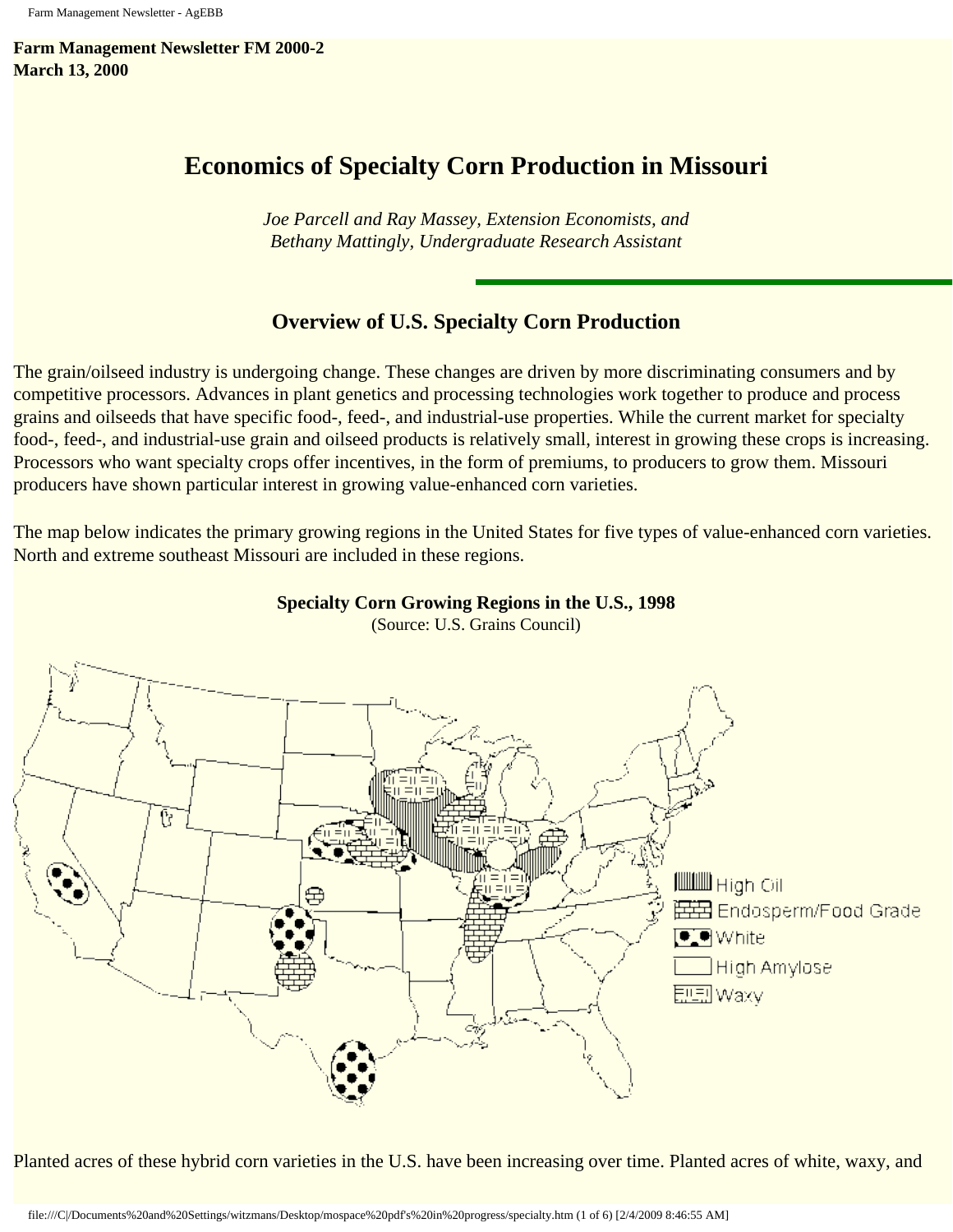**Farm Management Newsletter FM 2000-2**
**March 13, 2000**

# Economics of Specialty Corn Production in Missouri

*Joe Parcell and Ray Massey, Extension Economists, and*
*Bethany Mattingly, Undergraduate Research Assistant*

## Overview of U.S. Specialty Corn Production

The grain/oilseed industry is undergoing change. These changes are driven by more discriminating consumers and by competitive processors. Advances in plant genetics and processing technologies work together to produce and process grains and oilseeds that have specific food-, feed-, and industrial-use properties. While the current market for specialty food-, feed-, and industrial-use grain and oilseed products is relatively small, interest in growing these crops is increasing. Processors who want specialty crops offer incentives, in the form of premiums, to producers to grow them. Missouri producers have shown particular interest in growing value-enhanced corn varieties.

The map below indicates the primary growing regions in the United States for five types of value-enhanced corn varieties. North and extreme southeast Missouri are included in these regions.

**Specialty Corn Growing Regions in the U.S., 1998**
(Source: U.S. Grains Council)

High Oil
Endosperm/Food Grade
White
High Amylose
Waxy

Planted acres of these hybrid corn varieties in the U.S. have been increasing over time. Planted acres of white, waxy, and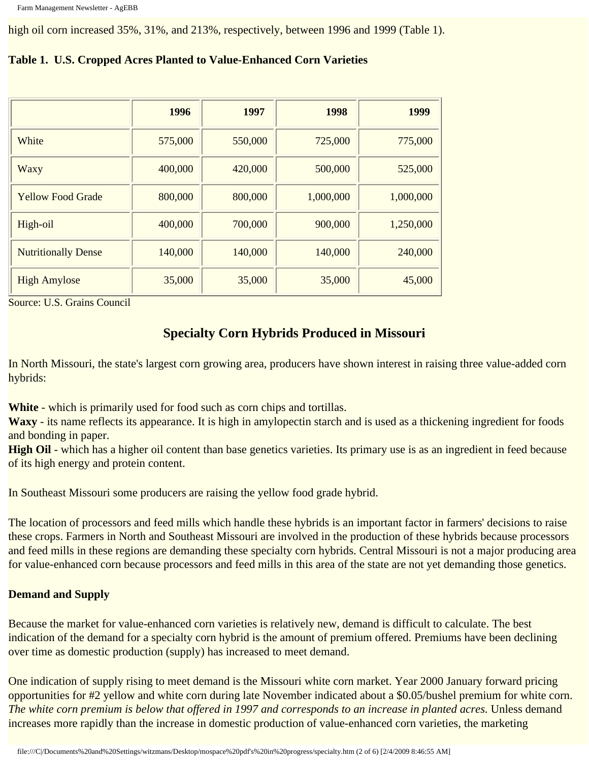high oil corn increased 35%, 31%, and 213%, respectively, between 1996 and 1999 (Table 1).

**Table 1. U.S. Cropped Acres Planted to Value-Enhanced Corn Varieties**

| | 1996 | 1997 | 1998 | 1999 |
|---|---|---|---|---|
| White | 575,000 | 550,000 | 725,000 | 775,000 |
| Waxy | 400,000 | 420,000 | 500,000 | 525,000 |
| Yellow Food Grade | 800,000 | 800,000 | 1,000,000 | 1,000,000 |
| High-oil | 400,000 | 700,000 | 900,000 | 1,250,000 |
| Nutritionally Dense | 140,000 | 140,000 | 140,000 | 240,000 |
| High Amylose | 35,000 | 35,000 | 35,000 | 45,000 |

Source: U.S. Grains Council

## Specialty Corn Hybrids Produced in Missouri

In North Missouri, the state's largest corn growing area, producers have shown interest in raising three value-added corn hybrids:

**White** - which is primarily used for food such as corn chips and tortillas.
**Waxy** - its name reflects its appearance. It is high in amylopectin starch and is used as a thickening ingredient for foods and bonding in paper.
**High Oil** - which has a higher oil content than base genetics varieties. Its primary use is as an ingredient in feed because of its high energy and protein content.

In Southeast Missouri some producers are raising the yellow food grade hybrid.

The location of processors and feed mills which handle these hybrids is an important factor in farmers' decisions to raise these crops. Farmers in North and Southeast Missouri are involved in the production of these hybrids because processors and feed mills in these regions are demanding these specialty corn hybrids. Central Missouri is not a major producing area for value-enhanced corn because processors and feed mills in this area of the state are not yet demanding those genetics.

**Demand and Supply**

Because the market for value-enhanced corn varieties is relatively new, demand is difficult to calculate. The best indication of the demand for a specialty corn hybrid is the amount of premium offered. Premiums have been declining over time as domestic production (supply) has increased to meet demand.

One indication of supply rising to meet demand is the Missouri white corn market. Year 2000 January forward pricing opportunities for #2 yellow and white corn during late November indicated about a $0.05/bushel premium for white corn. *The white corn premium is below that offered in 1997 and corresponds to an increase in planted acres.* Unless demand increases more rapidly than the increase in domestic production of value-enhanced corn varieties, the marketing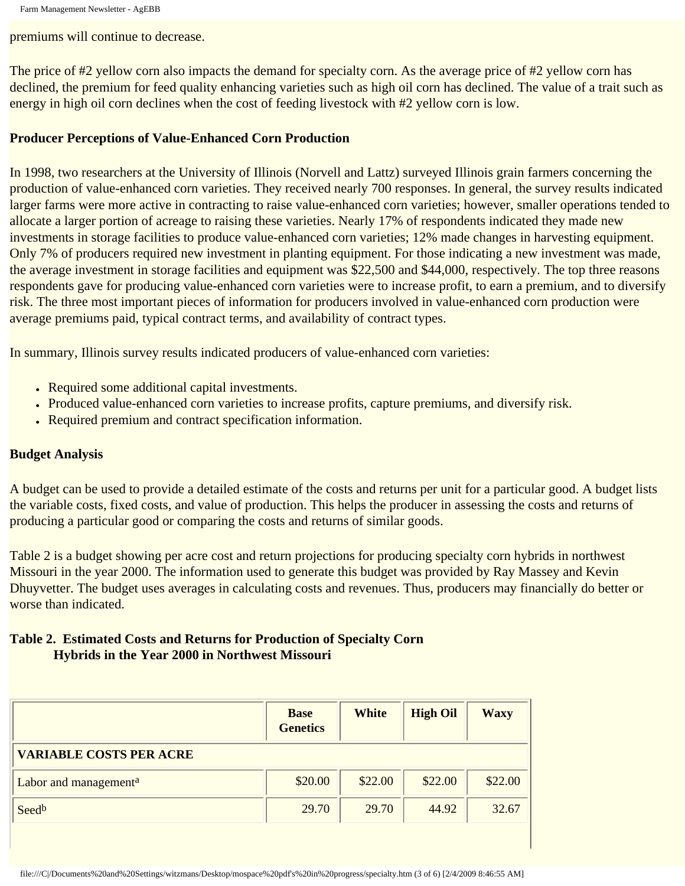premiums will continue to decrease.

The price of #2 yellow corn also impacts the demand for specialty corn. As the average price of #2 yellow corn has declined, the premium for feed quality enhancing varieties such as high oil corn has declined. The value of a trait such as energy in high oil corn declines when the cost of feeding livestock with #2 yellow corn is low.

**Producer Perceptions of Value-Enhanced Corn Production**

In 1998, two researchers at the University of Illinois (Norvell and Lattz) surveyed Illinois grain farmers concerning the production of value-enhanced corn varieties. They received nearly 700 responses. In general, the survey results indicated larger farms were more active in contracting to raise value-enhanced corn varieties; however, smaller operations tended to allocate a larger portion of acreage to raising these varieties. Nearly 17% of respondents indicated they made new investments in storage facilities to produce value-enhanced corn varieties; 12% made changes in harvesting equipment. Only 7% of producers required new investment in planting equipment. For those indicating a new investment was made, the average investment in storage facilities and equipment was $22,500 and $44,000, respectively. The top three reasons respondents gave for producing value-enhanced corn varieties were to increase profit, to earn a premium, and to diversify risk. The three most important pieces of information for producers involved in value-enhanced corn production were average premiums paid, typical contract terms, and availability of contract types.

In summary, Illinois survey results indicated producers of value-enhanced corn varieties:

- Required some additional capital investments.
- Produced value-enhanced corn varieties to increase profits, capture premiums, and diversify risk.
- Required premium and contract specification information.

**Budget Analysis**

A budget can be used to provide a detailed estimate of the costs and returns per unit for a particular good. A budget lists the variable costs, fixed costs, and value of production. This helps the producer in assessing the costs and returns of producing a particular good or comparing the costs and returns of similar goods.

Table 2 is a budget showing per acre cost and return projections for producing specialty corn hybrids in northwest Missouri in the year 2000. The information used to generate this budget was provided by Ray Massey and Kevin Dhuyvetter. The budget uses averages in calculating costs and revenues. Thus, producers may financially do better or worse than indicated.

**Table 2. Estimated Costs and Returns for Production of Specialty Corn Hybrids in the Year 2000 in Northwest Missouri**

| | Base Genetics | White | High Oil | Waxy |
|---|---|---|---|---|
| **VARIABLE COSTS PER ACRE** | | | | |
| Labor and management[a] | $20.00 | $22.00 | $22.00 | $22.00 |
| Seed[b] | 29.70 | 29.70 | 44.92 | 32.67 |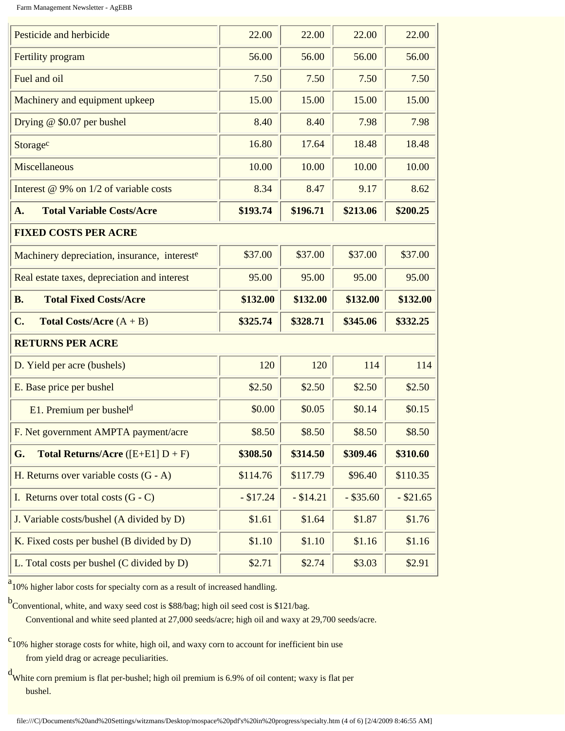| | | | | |
|---|---|---|---|---|
| Pesticide and herbicide | 22.00 | 22.00 | 22.00 | 22.00 |
| Fertility program | 56.00 | 56.00 | 56.00 | 56.00 |
| Fuel and oil | 7.50 | 7.50 | 7.50 | 7.50 |
| Machinery and equipment upkeep | 15.00 | 15.00 | 15.00 | 15.00 |
| Drying @ $0.07 per bushel | 8.40 | 8.40 | 7.98 | 7.98 |
| Storage[c] | 16.80 | 17.64 | 18.48 | 18.48 |
| Miscellaneous | 10.00 | 10.00 | 10.00 | 10.00 |
| Interest @ 9% on 1/2 of variable costs | 8.34 | 8.47 | 9.17 | 8.62 |
| **A. Total Variable Costs/Acre** | **$193.74** | **$196.71** | **$213.06** | **$200.25** |
| **FIXED COSTS PER ACRE** | | | | |
| Machinery depreciation, insurance, interest[e] | $37.00 | $37.00 | $37.00 | $37.00 |
| Real estate taxes, depreciation and interest | 95.00 | 95.00 | 95.00 | 95.00 |
| **B. Total Fixed Costs/Acre** | **$132.00** | **$132.00** | **$132.00** | **$132.00** |
| **C. Total Costs/Acre** (A + B) | **$325.74** | **$328.71** | **$345.06** | **$332.25** |
| **RETURNS PER ACRE** | | | | |
| D. Yield per acre (bushels) | 120 | 120 | 114 | 114 |
| E. Base price per bushel | $2.50 | $2.50 | $2.50 | $2.50 |
| E1. Premium per bushel[d] | $0.00 | $0.05 | $0.14 | $0.15 |
| F. Net government AMPTA payment/acre | $8.50 | $8.50 | $8.50 | $8.50 |
| **G. Total Returns/Acre** ([E+E1] D + F) | **$308.50** | **$314.50** | **$309.46** | **$310.60** |
| H. Returns over variable costs (G - A) | $114.76 | $117.79 | $96.40 | $110.35 |
| I. Returns over total costs (G - C) | - $17.24 | - $14.21 | - $35.60 | - $21.65 |
| J. Variable costs/bushel (A divided by D) | $1.61 | $1.64 | $1.87 | $1.76 |
| K. Fixed costs per bushel (B divided by D) | $1.10 | $1.10 | $1.16 | $1.16 |
| L. Total costs per bushel (C divided by D) | $2.71 | $2.74 | $3.03 | $2.91 |

[a] 10% higher labor costs for specialty corn as a result of increased handling.

[b] Conventional, white, and waxy seed cost is $88/bag; high oil seed cost is $121/bag.
Conventional and white seed planted at 27,000 seeds/acre; high oil and waxy at 29,700 seeds/acre.

[c] 10% higher storage costs for white, high oil, and waxy corn to account for inefficient bin use from yield drag or acreage peculiarities.

[d] White corn premium is flat per-bushel; high oil premium is 6.9% of oil content; waxy is flat per bushel.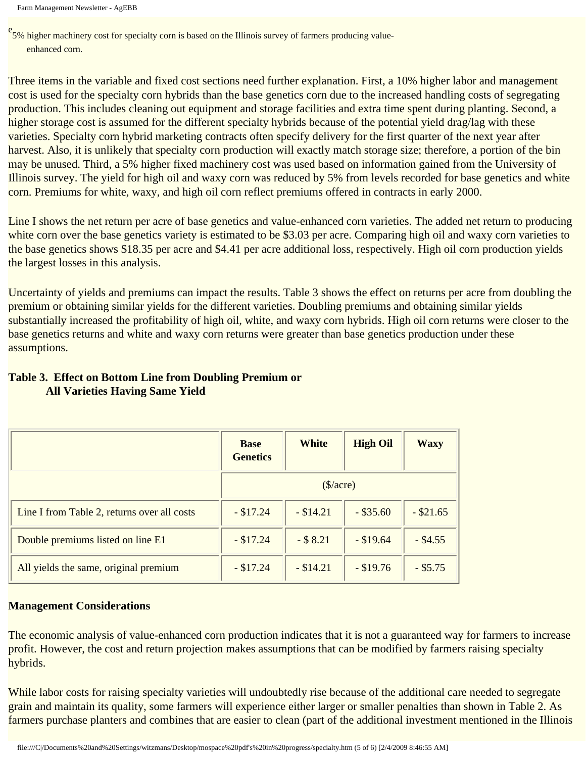[e] 5% higher machinery cost for specialty corn is based on the Illinois survey of farmers producing value-enhanced corn.

Three items in the variable and fixed cost sections need further explanation. First, a 10% higher labor and management cost is used for the specialty corn hybrids than the base genetics corn due to the increased handling costs of segregating production. This includes cleaning out equipment and storage facilities and extra time spent during planting. Second, a higher storage cost is assumed for the different specialty hybrids because of the potential yield drag/lag with these varieties. Specialty corn hybrid marketing contracts often specify delivery for the first quarter of the next year after harvest. Also, it is unlikely that specialty corn production will exactly match storage size; therefore, a portion of the bin may be unused. Third, a 5% higher fixed machinery cost was used based on information gained from the University of Illinois survey. The yield for high oil and waxy corn was reduced by 5% from levels recorded for base genetics and white corn. Premiums for white, waxy, and high oil corn reflect premiums offered in contracts in early 2000.

Line I shows the net return per acre of base genetics and value-enhanced corn varieties. The added net return to producing white corn over the base genetics variety is estimated to be $3.03 per acre. Comparing high oil and waxy corn varieties to the base genetics shows $18.35 per acre and $4.41 per acre additional loss, respectively. High oil corn production yields the largest losses in this analysis.

Uncertainty of yields and premiums can impact the results. Table 3 shows the effect on returns per acre from doubling the premium or obtaining similar yields for the different varieties. Doubling premiums and obtaining similar yields substantially increased the profitability of high oil, white, and waxy corn hybrids. High oil corn returns were closer to the base genetics returns and white and waxy corn returns were greater than base genetics production under these assumptions.

**Table 3. Effect on Bottom Line from Doubling Premium or All Varieties Having Same Yield**

| | Base Genetics | White | High Oil | Waxy |
|---|---|---|---|---|
| | ($/acre) | | | |
| Line I from Table 2, returns over all costs | - $17.24 | - $14.21 | - $35.60 | - $21.65 |
| Double premiums listed on line E1 | - $17.24 | - $ 8.21 | - $19.64 | - $4.55 |
| All yields the same, original premium | - $17.24 | - $14.21 | - $19.76 | - $5.75 |

**Management Considerations**

The economic analysis of value-enhanced corn production indicates that it is not a guaranteed way for farmers to increase profit. However, the cost and return projection makes assumptions that can be modified by farmers raising specialty hybrids.

While labor costs for raising specialty varieties will undoubtedly rise because of the additional care needed to segregate grain and maintain its quality, some farmers will experience either larger or smaller penalties than shown in Table 2. As farmers purchase planters and combines that are easier to clean (part of the additional investment mentioned in the Illinois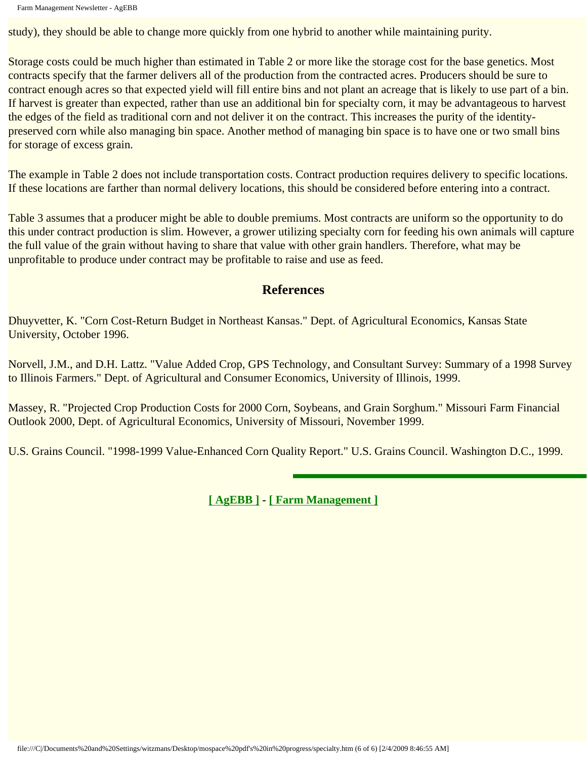study), they should be able to change more quickly from one hybrid to another while maintaining purity.

Storage costs could be much higher than estimated in Table 2 or more like the storage cost for the base genetics. Most contracts specify that the farmer delivers all of the production from the contracted acres. Producers should be sure to contract enough acres so that expected yield will fill entire bins and not plant an acreage that is likely to use part of a bin. If harvest is greater than expected, rather than use an additional bin for specialty corn, it may be advantageous to harvest the edges of the field as traditional corn and not deliver it on the contract. This increases the purity of the identity-preserved corn while also managing bin space. Another method of managing bin space is to have one or two small bins for storage of excess grain.

The example in Table 2 does not include transportation costs. Contract production requires delivery to specific locations. If these locations are farther than normal delivery locations, this should be considered before entering into a contract.

Table 3 assumes that a producer might be able to double premiums. Most contracts are uniform so the opportunity to do this under contract production is slim. However, a grower utilizing specialty corn for feeding his own animals will capture the full value of the grain without having to share that value with other grain handlers. Therefore, what may be unprofitable to produce under contract may be profitable to raise and use as feed.

## References

Dhuyvetter, K. "Corn Cost-Return Budget in Northeast Kansas." Dept. of Agricultural Economics, Kansas State University, October 1996.

Norvell, J.M., and D.H. Lattz. "Value Added Crop, GPS Technology, and Consultant Survey: Summary of a 1998 Survey to Illinois Farmers." Dept. of Agricultural and Consumer Economics, University of Illinois, 1999.

Massey, R. "Projected Crop Production Costs for 2000 Corn, Soybeans, and Grain Sorghum." Missouri Farm Financial Outlook 2000, Dept. of Agricultural Economics, University of Missouri, November 1999.

U.S. Grains Council. "1998-1999 Value-Enhanced Corn Quality Report." U.S. Grains Council. Washington D.C., 1999.

**[ AgEBB ] - [ Farm Management ]**